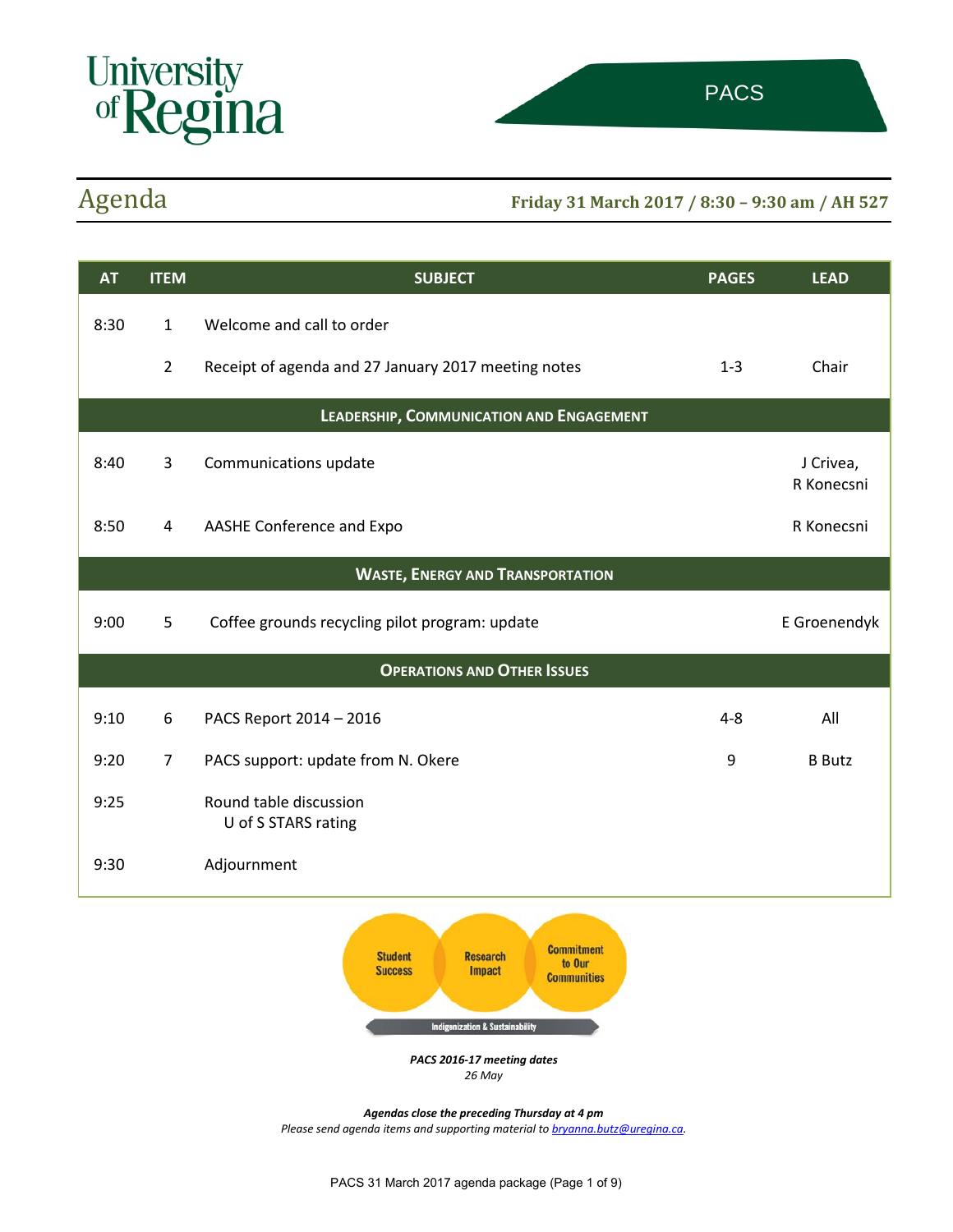University of Regina

PACS

# Agenda

**Friday 31 March 2017 / 8:30 – 9:30 am / AH 527**

| AT | ITEM | SUBJECT | PAGES | LEAD |
|---|---|---|---|---|
| 8:30 | 1 | Welcome and call to order | | |
| | 2 | Receipt of agenda and 27 January 2017 meeting notes | 1-3 | Chair |
| | | **LEADERSHIP, COMMUNICATION AND ENGAGEMENT** | | |
| 8:40 | 3 | Communications update | | J Crivea, R Konecsni |
| 8:50 | 4 | AASHE Conference and Expo | | R Konecsni |
| | | **WASTE, ENERGY AND TRANSPORTATION** | | |
| 9:00 | 5 | Coffee grounds recycling pilot program: update | | E Groenendyk |
| | | **OPERATIONS AND OTHER ISSUES** | | |
| 9:10 | 6 | PACS Report 2014 – 2016 | 4-8 | All |
| 9:20 | 7 | PACS support: update from N. Okere | 9 | B Butz |
| 9:25 | | Round table discussion<br>U of S STARS rating | | |
| 9:30 | | Adjournment | | |

Student Success | Research Impact | Commitment to Our Communities

Indigenization & Sustainability

***PACS 2016-17 meeting dates***
*26 May*

***Agendas close the preceding Thursday at 4 pm***
*Please send agenda items and supporting material to bryanna.butz@uregina.ca.*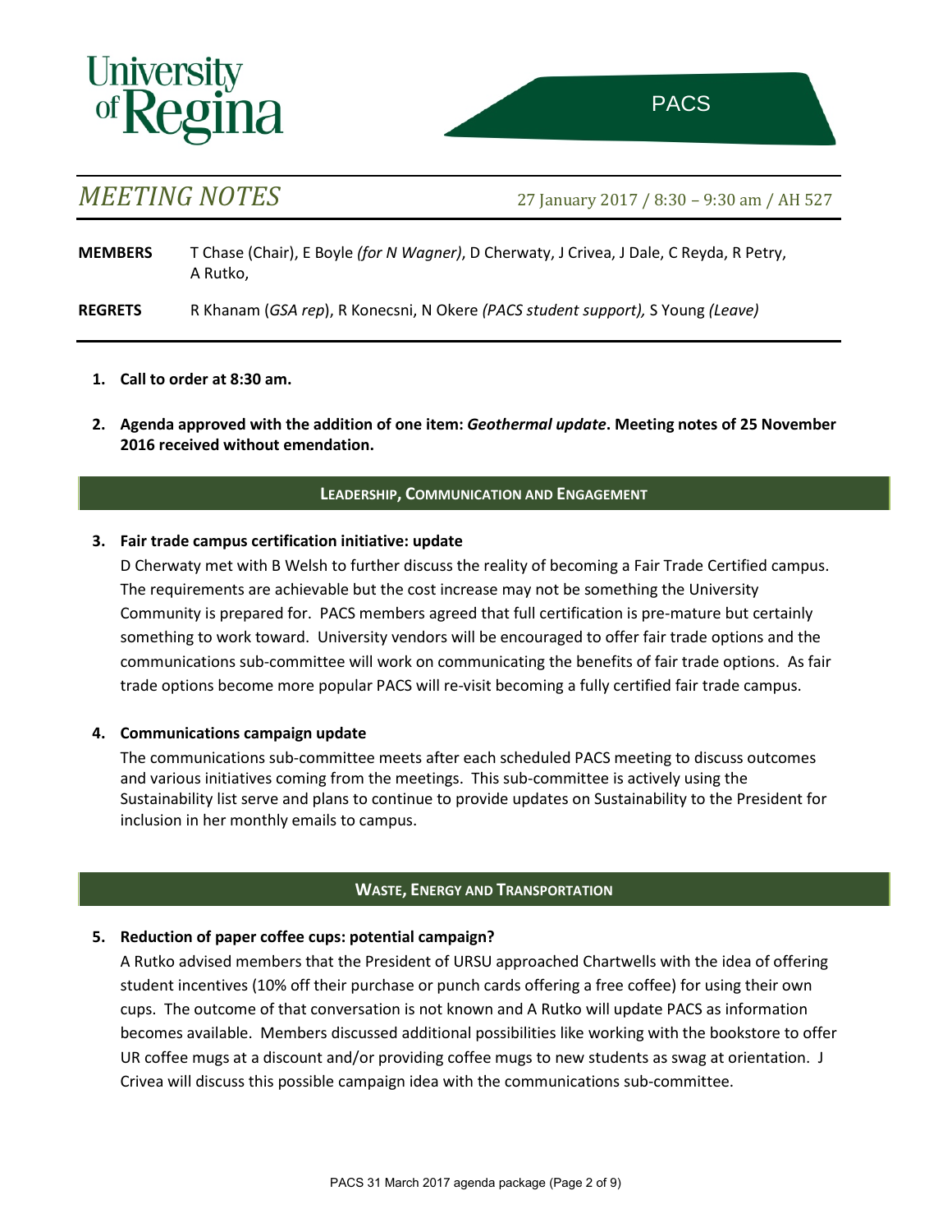University of Regina

PACS

# MEETING NOTES

27 January 2017 / 8:30 – 9:30 am / AH 527

**MEMBERS** T Chase (Chair), E Boyle *(for N Wagner)*, D Cherwaty, J Crivea, J Dale, C Reyda, R Petry, A Rutko,

**REGRETS** R Khanam (*GSA rep*), R Konecsni, N Okere *(PACS student support),* S Young *(Leave)*

1. **Call to order at 8:30 am.**

2. **Agenda approved with the addition of one item: *Geothermal update*. Meeting notes of 25 November 2016 received without emendation.**

## LEADERSHIP, COMMUNICATION AND ENGAGEMENT

3. **Fair trade campus certification initiative: update**

   D Cherwaty met with B Welsh to further discuss the reality of becoming a Fair Trade Certified campus. The requirements are achievable but the cost increase may not be something the University Community is prepared for. PACS members agreed that full certification is pre-mature but certainly something to work toward. University vendors will be encouraged to offer fair trade options and the communications sub-committee will work on communicating the benefits of fair trade options. As fair trade options become more popular PACS will re-visit becoming a fully certified fair trade campus.

4. **Communications campaign update**

   The communications sub-committee meets after each scheduled PACS meeting to discuss outcomes and various initiatives coming from the meetings. This sub-committee is actively using the Sustainability list serve and plans to continue to provide updates on Sustainability to the President for inclusion in her monthly emails to campus.

## WASTE, ENERGY AND TRANSPORTATION

5. **Reduction of paper coffee cups: potential campaign?**

   A Rutko advised members that the President of URSU approached Chartwells with the idea of offering student incentives (10% off their purchase or punch cards offering a free coffee) for using their own cups. The outcome of that conversation is not known and A Rutko will update PACS as information becomes available. Members discussed additional possibilities like working with the bookstore to offer UR coffee mugs at a discount and/or providing coffee mugs to new students as swag at orientation. J Crivea will discuss this possible campaign idea with the communications sub-committee.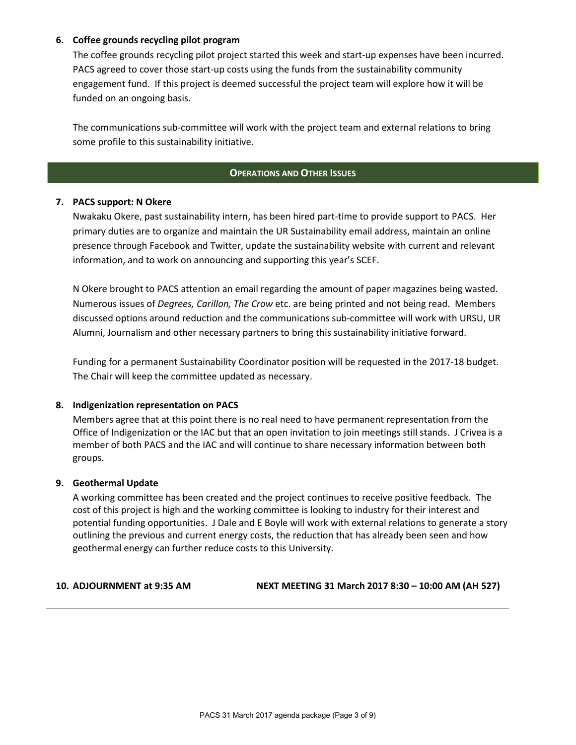**6. Coffee grounds recycling pilot program**

The coffee grounds recycling pilot project started this week and start-up expenses have been incurred. PACS agreed to cover those start-up costs using the funds from the sustainability community engagement fund. If this project is deemed successful the project team will explore how it will be funded on an ongoing basis.

The communications sub-committee will work with the project team and external relations to bring some profile to this sustainability initiative.

## OPERATIONS AND OTHER ISSUES

**7. PACS support: N Okere**

Nwakaku Okere, past sustainability intern, has been hired part-time to provide support to PACS. Her primary duties are to organize and maintain the UR Sustainability email address, maintain an online presence through Facebook and Twitter, update the sustainability website with current and relevant information, and to work on announcing and supporting this year's SCEF.

N Okere brought to PACS attention an email regarding the amount of paper magazines being wasted. Numerous issues of *Degrees, Carillon, The Crow* etc. are being printed and not being read. Members discussed options around reduction and the communications sub-committee will work with URSU, UR Alumni, Journalism and other necessary partners to bring this sustainability initiative forward.

Funding for a permanent Sustainability Coordinator position will be requested in the 2017-18 budget. The Chair will keep the committee updated as necessary.

**8. Indigenization representation on PACS**

Members agree that at this point there is no real need to have permanent representation from the Office of Indigenization or the IAC but that an open invitation to join meetings still stands. J Crivea is a member of both PACS and the IAC and will continue to share necessary information between both groups.

**9. Geothermal Update**

A working committee has been created and the project continues to receive positive feedback. The cost of this project is high and the working committee is looking to industry for their interest and potential funding opportunities. J Dale and E Boyle will work with external relations to generate a story outlining the previous and current energy costs, the reduction that has already been seen and how geothermal energy can further reduce costs to this University.

**10. ADJOURNMENT at 9:35 AM** **NEXT MEETING 31 March 2017 8:30 – 10:00 AM (AH 527)**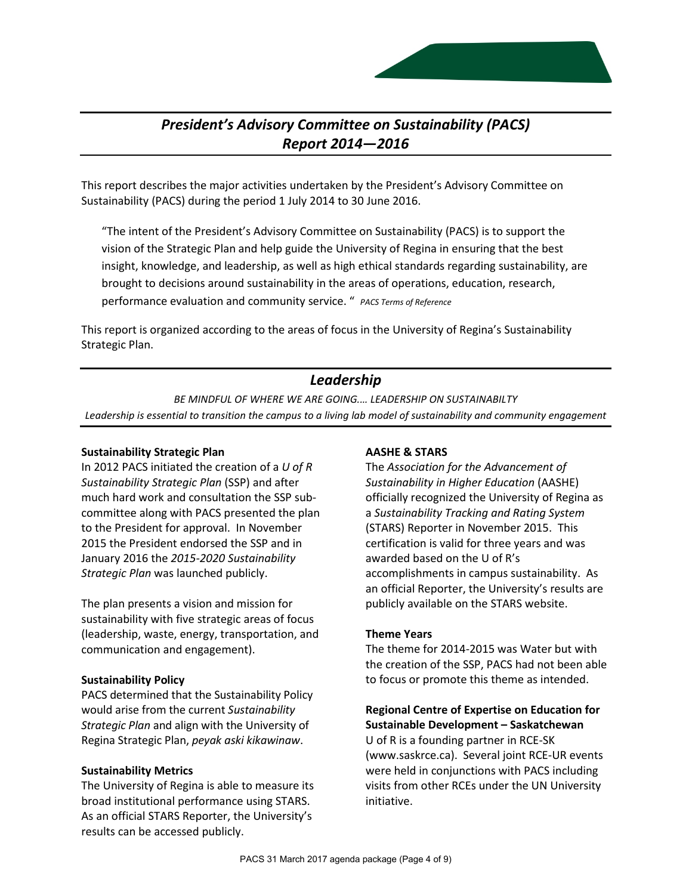# *President's Advisory Committee on Sustainability (PACS) Report 2014—2016*

This report describes the major activities undertaken by the President's Advisory Committee on Sustainability (PACS) during the period 1 July 2014 to 30 June 2016.

> "The intent of the President's Advisory Committee on Sustainability (PACS) is to support the vision of the Strategic Plan and help guide the University of Regina in ensuring that the best insight, knowledge, and leadership, as well as high ethical standards regarding sustainability, are brought to decisions around sustainability in the areas of operations, education, research, performance evaluation and community service. " *PACS Terms of Reference*

This report is organized according to the areas of focus in the University of Regina's Sustainability Strategic Plan.

## *Leadership*

*BE MINDFUL OF WHERE WE ARE GOING…. LEADERSHIP ON SUSTAINABILTY*

*Leadership is essential to transition the campus to a living lab model of sustainability and community engagement*

**Sustainability Strategic Plan**

In 2012 PACS initiated the creation of a *U of R Sustainability Strategic Plan* (SSP) and after much hard work and consultation the SSP sub-committee along with PACS presented the plan to the President for approval. In November 2015 the President endorsed the SSP and in January 2016 the *2015-2020 Sustainability Strategic Plan* was launched publicly.

The plan presents a vision and mission for sustainability with five strategic areas of focus (leadership, waste, energy, transportation, and communication and engagement).

**Sustainability Policy**

PACS determined that the Sustainability Policy would arise from the current *Sustainability Strategic Plan* and align with the University of Regina Strategic Plan, *peyak aski kikawinaw*.

**Sustainability Metrics**

The University of Regina is able to measure its broad institutional performance using STARS. As an official STARS Reporter, the University's results can be accessed publicly.

**AASHE & STARS**

The *Association for the Advancement of Sustainability in Higher Education* (AASHE) officially recognized the University of Regina as a *Sustainability Tracking and Rating System* (STARS) Reporter in November 2015. This certification is valid for three years and was awarded based on the U of R's accomplishments in campus sustainability. As an official Reporter, the University's results are publicly available on the STARS website.

**Theme Years**

The theme for 2014-2015 was Water but with the creation of the SSP, PACS had not been able to focus or promote this theme as intended.

**Regional Centre of Expertise on Education for Sustainable Development – Saskatchewan**

U of R is a founding partner in RCE-SK (www.saskrce.ca). Several joint RCE-UR events were held in conjunctions with PACS including visits from other RCEs under the UN University initiative.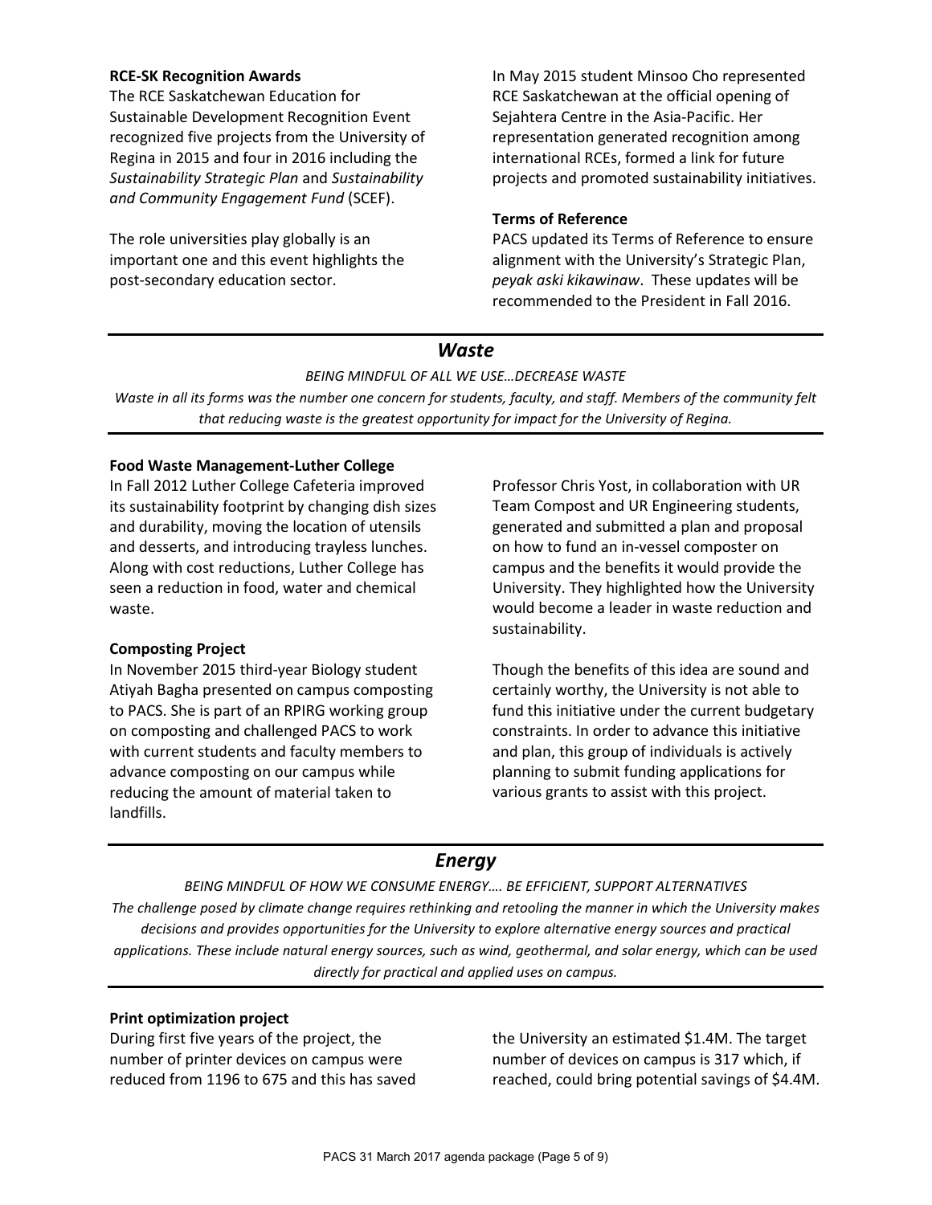**RCE-SK Recognition Awards**

The RCE Saskatchewan Education for Sustainable Development Recognition Event recognized five projects from the University of Regina in 2015 and four in 2016 including the *Sustainability Strategic Plan* and *Sustainability and Community Engagement Fund* (SCEF).

The role universities play globally is an important one and this event highlights the post-secondary education sector.

In May 2015 student Minsoo Cho represented RCE Saskatchewan at the official opening of Sejahtera Centre in the Asia-Pacific. Her representation generated recognition among international RCEs, formed a link for future projects and promoted sustainability initiatives.

**Terms of Reference**

PACS updated its Terms of Reference to ensure alignment with the University's Strategic Plan, *peyak aski kikawinaw*. These updates will be recommended to the President in Fall 2016.

## *Waste*

*BEING MINDFUL OF ALL WE USE…DECREASE WASTE*

*Waste in all its forms was the number one concern for students, faculty, and staff. Members of the community felt that reducing waste is the greatest opportunity for impact for the University of Regina.*

**Food Waste Management-Luther College**

In Fall 2012 Luther College Cafeteria improved its sustainability footprint by changing dish sizes and durability, moving the location of utensils and desserts, and introducing trayless lunches. Along with cost reductions, Luther College has seen a reduction in food, water and chemical waste.

**Composting Project**

In November 2015 third-year Biology student Atiyah Bagha presented on campus composting to PACS. She is part of an RPIRG working group on composting and challenged PACS to work with current students and faculty members to advance composting on our campus while reducing the amount of material taken to landfills.

Professor Chris Yost, in collaboration with UR Team Compost and UR Engineering students, generated and submitted a plan and proposal on how to fund an in-vessel composter on campus and the benefits it would provide the University. They highlighted how the University would become a leader in waste reduction and sustainability.

Though the benefits of this idea are sound and certainly worthy, the University is not able to fund this initiative under the current budgetary constraints. In order to advance this initiative and plan, this group of individuals is actively planning to submit funding applications for various grants to assist with this project.

## *Energy*

*BEING MINDFUL OF HOW WE CONSUME ENERGY…. BE EFFICIENT, SUPPORT ALTERNATIVES*

*The challenge posed by climate change requires rethinking and retooling the manner in which the University makes decisions and provides opportunities for the University to explore alternative energy sources and practical applications. These include natural energy sources, such as wind, geothermal, and solar energy, which can be used directly for practical and applied uses on campus.*

**Print optimization project**

During first five years of the project, the number of printer devices on campus were reduced from 1196 to 675 and this has saved the University an estimated $1.4M. The target number of devices on campus is 317 which, if reached, could bring potential savings of $4.4M.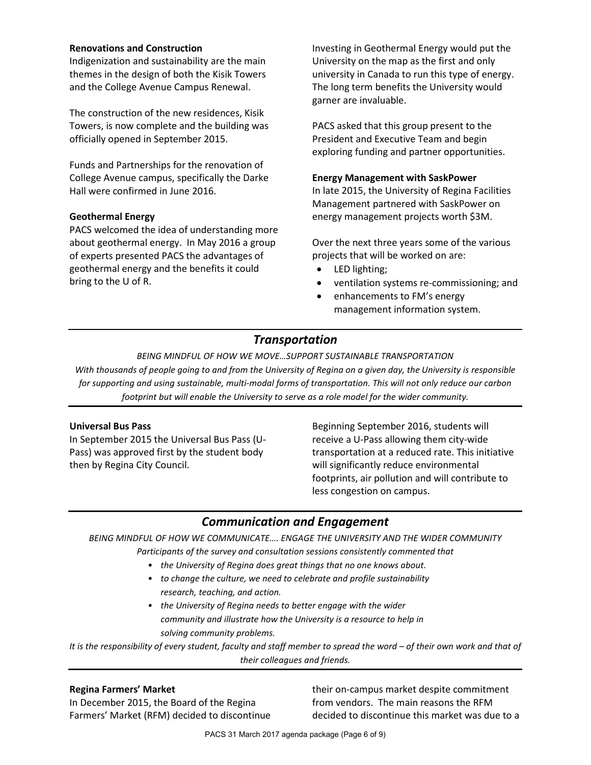**Renovations and Construction**

Indigenization and sustainability are the main themes in the design of both the Kisik Towers and the College Avenue Campus Renewal.

The construction of the new residences, Kisik Towers, is now complete and the building was officially opened in September 2015.

Funds and Partnerships for the renovation of College Avenue campus, specifically the Darke Hall were confirmed in June 2016.

**Geothermal Energy**

PACS welcomed the idea of understanding more about geothermal energy. In May 2016 a group of experts presented PACS the advantages of geothermal energy and the benefits it could bring to the U of R.

Investing in Geothermal Energy would put the University on the map as the first and only university in Canada to run this type of energy. The long term benefits the University would garner are invaluable.

PACS asked that this group present to the President and Executive Team and begin exploring funding and partner opportunities.

**Energy Management with SaskPower**

In late 2015, the University of Regina Facilities Management partnered with SaskPower on energy management projects worth $3M.

Over the next three years some of the various projects that will be worked on are:

- LED lighting;
- ventilation systems re-commissioning; and
- enhancements to FM's energy management information system.

## *Transportation*

*BEING MINDFUL OF HOW WE MOVE…SUPPORT SUSTAINABLE TRANSPORTATION*

*With thousands of people going to and from the University of Regina on a given day, the University is responsible for supporting and using sustainable, multi-modal forms of transportation. This will not only reduce our carbon footprint but will enable the University to serve as a role model for the wider community.*

**Universal Bus Pass**

In September 2015 the Universal Bus Pass (U-Pass) was approved first by the student body then by Regina City Council.

Beginning September 2016, students will receive a U-Pass allowing them city-wide transportation at a reduced rate. This initiative will significantly reduce environmental footprints, air pollution and will contribute to less congestion on campus.

## *Communication and Engagement*

*BEING MINDFUL OF HOW WE COMMUNICATE…. ENGAGE THE UNIVERSITY AND THE WIDER COMMUNITY*

*Participants of the survey and consultation sessions consistently commented that*

- *the University of Regina does great things that no one knows about.*
- *to change the culture, we need to celebrate and profile sustainability research, teaching, and action.*
- *the University of Regina needs to better engage with the wider community and illustrate how the University is a resource to help in solving community problems.*

*It is the responsibility of every student, faculty and staff member to spread the word – of their own work and that of their colleagues and friends.*

**Regina Farmers' Market**

In December 2015, the Board of the Regina Farmers' Market (RFM) decided to discontinue their on-campus market despite commitment from vendors. The main reasons the RFM decided to discontinue this market was due to a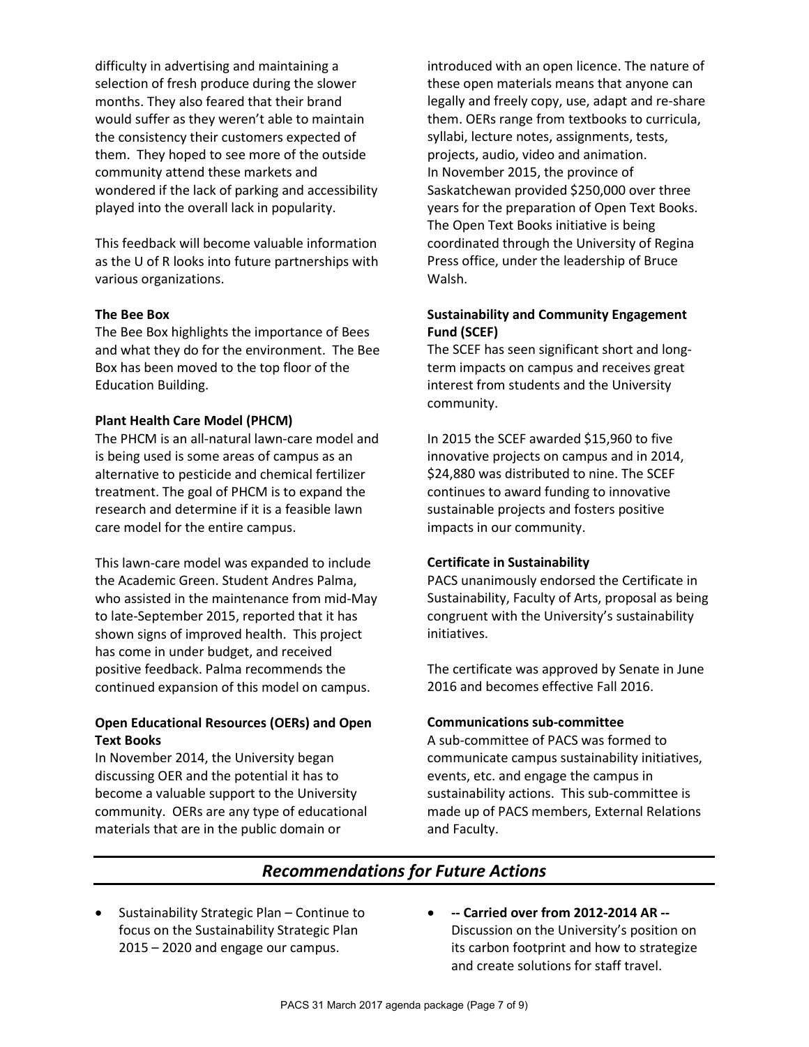difficulty in advertising and maintaining a selection of fresh produce during the slower months. They also feared that their brand would suffer as they weren't able to maintain the consistency their customers expected of them. They hoped to see more of the outside community attend these markets and wondered if the lack of parking and accessibility played into the overall lack in popularity.

This feedback will become valuable information as the U of R looks into future partnerships with various organizations.

**The Bee Box**

The Bee Box highlights the importance of Bees and what they do for the environment. The Bee Box has been moved to the top floor of the Education Building.

**Plant Health Care Model (PHCM)**

The PHCM is an all-natural lawn-care model and is being used is some areas of campus as an alternative to pesticide and chemical fertilizer treatment. The goal of PHCM is to expand the research and determine if it is a feasible lawn care model for the entire campus.

This lawn-care model was expanded to include the Academic Green. Student Andres Palma, who assisted in the maintenance from mid-May to late-September 2015, reported that it has shown signs of improved health. This project has come in under budget, and received positive feedback. Palma recommends the continued expansion of this model on campus.

**Open Educational Resources (OERs) and Open Text Books**

In November 2014, the University began discussing OER and the potential it has to become a valuable support to the University community. OERs are any type of educational materials that are in the public domain or introduced with an open licence. The nature of these open materials means that anyone can legally and freely copy, use, adapt and re-share them. OERs range from textbooks to curricula, syllabi, lecture notes, assignments, tests, projects, audio, video and animation.
In November 2015, the province of Saskatchewan provided $250,000 over three years for the preparation of Open Text Books. The Open Text Books initiative is being coordinated through the University of Regina Press office, under the leadership of Bruce Walsh.

**Sustainability and Community Engagement Fund (SCEF)**

The SCEF has seen significant short and long-term impacts on campus and receives great interest from students and the University community.

In 2015 the SCEF awarded $15,960 to five innovative projects on campus and in 2014, $24,880 was distributed to nine. The SCEF continues to award funding to innovative sustainable projects and fosters positive impacts in our community.

**Certificate in Sustainability**

PACS unanimously endorsed the Certificate in Sustainability, Faculty of Arts, proposal as being congruent with the University's sustainability initiatives.

The certificate was approved by Senate in June 2016 and becomes effective Fall 2016.

**Communications sub-committee**

A sub-committee of PACS was formed to communicate campus sustainability initiatives, events, etc. and engage the campus in sustainability actions. This sub-committee is made up of PACS members, External Relations and Faculty.

## *Recommendations for Future Actions*

- Sustainability Strategic Plan – Continue to focus on the Sustainability Strategic Plan 2015 – 2020 and engage our campus.
- **-- Carried over from 2012-2014 AR --** Discussion on the University's position on its carbon footprint and how to strategize and create solutions for staff travel.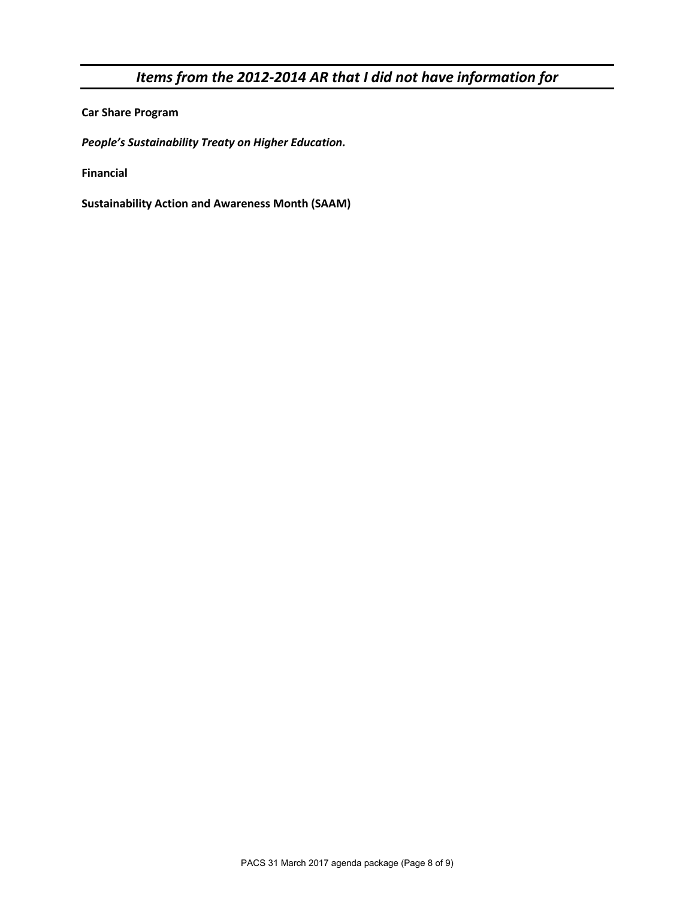# *Items from the 2012-2014 AR that I did not have information for*

**Car Share Program**

***People's Sustainability Treaty on Higher Education.***

**Financial**

**Sustainability Action and Awareness Month (SAAM)**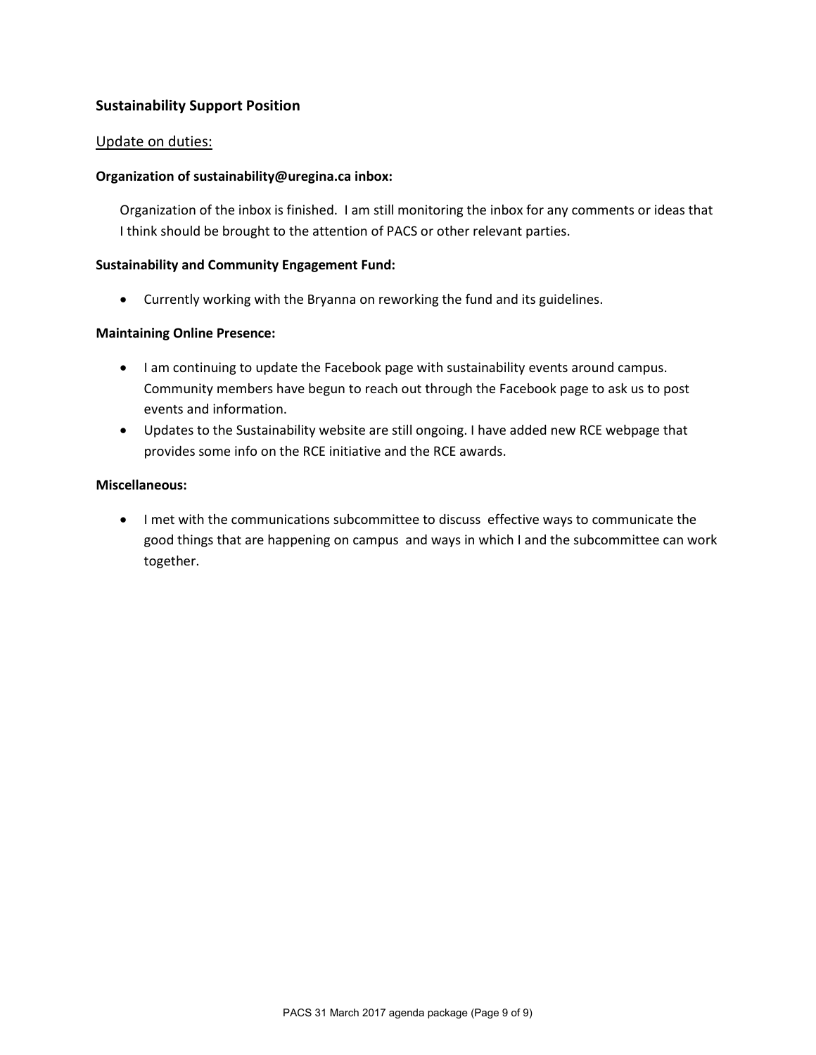### Sustainability Support Position

Update on duties:

**Organization of sustainability@uregina.ca inbox:**

Organization of the inbox is finished. I am still monitoring the inbox for any comments or ideas that I think should be brought to the attention of PACS or other relevant parties.

**Sustainability and Community Engagement Fund:**

- Currently working with the Bryanna on reworking the fund and its guidelines.

**Maintaining Online Presence:**

- I am continuing to update the Facebook page with sustainability events around campus. Community members have begun to reach out through the Facebook page to ask us to post events and information.
- Updates to the Sustainability website are still ongoing. I have added new RCE webpage that provides some info on the RCE initiative and the RCE awards.

**Miscellaneous:**

- I met with the communications subcommittee to discuss effective ways to communicate the good things that are happening on campus and ways in which I and the subcommittee can work together.